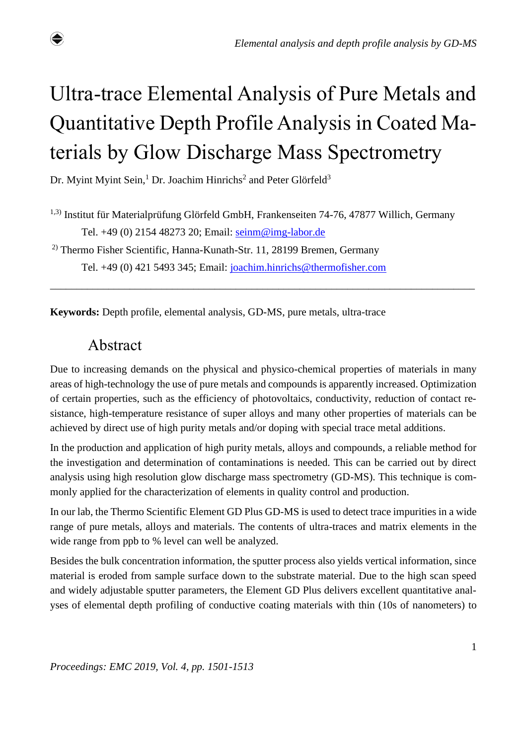# Ultra-trace Elemental Analysis of Pure Metals and Quantitative Depth Profile Analysis in Coated Materials by Glow Discharge Mass Spectrometry

Dr. Myint Myint Sein,[1] Dr. Joachim Hinrichs[2] and Peter Glörfeld[3]

[1,3] Institut für Materialprüfung Glörfeld GmbH, Frankenseiten 74-76, 47877 Willich, Germany

Tel. +49 (0) 2154 48273 20; Email: seinm@img-labor.de

[2] Thermo Fisher Scientific, Hanna-Kunath-Str. 11, 28199 Bremen, Germany

Tel. +49 (0) 421 5493 345; Email: joachim.hinrichs@thermofisher.com

---

**Keywords:** Depth profile, elemental analysis, GD-MS, pure metals, ultra-trace

## Abstract

Due to increasing demands on the physical and physico-chemical properties of materials in many areas of high-technology the use of pure metals and compounds is apparently increased. Optimization of certain properties, such as the efficiency of photovoltaics, conductivity, reduction of contact resistance, high-temperature resistance of super alloys and many other properties of materials can be achieved by direct use of high purity metals and/or doping with special trace metal additions.

In the production and application of high purity metals, alloys and compounds, a reliable method for the investigation and determination of contaminations is needed. This can be carried out by direct analysis using high resolution glow discharge mass spectrometry (GD-MS). This technique is commonly applied for the characterization of elements in quality control and production.

In our lab, the Thermo Scientific Element GD Plus GD-MS is used to detect trace impurities in a wide range of pure metals, alloys and materials. The contents of ultra-traces and matrix elements in the wide range from ppb to % level can well be analyzed.

Besides the bulk concentration information, the sputter process also yields vertical information, since material is eroded from sample surface down to the substrate material. Due to the high scan speed and widely adjustable sputter parameters, the Element GD Plus delivers excellent quantitative analyses of elemental depth profiling of conductive coating materials with thin (10s of nanometers) to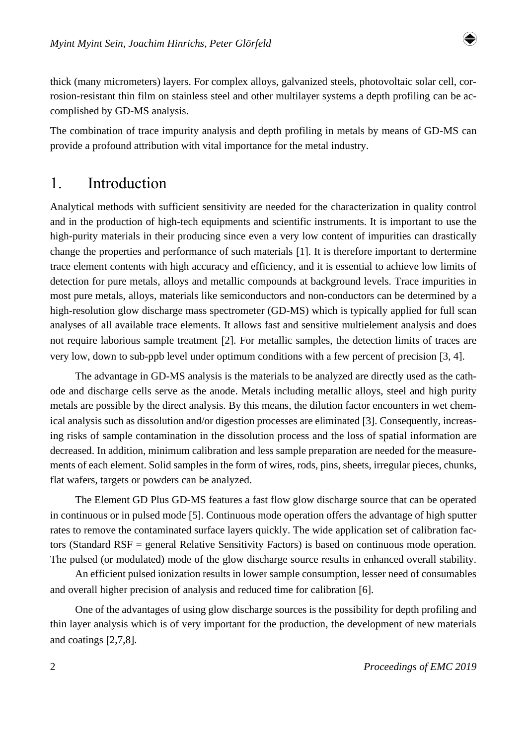thick (many micrometers) layers. For complex alloys, galvanized steels, photovoltaic solar cell, corrosion-resistant thin film on stainless steel and other multilayer systems a depth profiling can be accomplished by GD-MS analysis.

The combination of trace impurity analysis and depth profiling in metals by means of GD-MS can provide a profound attribution with vital importance for the metal industry.

# 1. Introduction

Analytical methods with sufficient sensitivity are needed for the characterization in quality control and in the production of high-tech equipments and scientific instruments. It is important to use the high-purity materials in their producing since even a very low content of impurities can drastically change the properties and performance of such materials [1]. It is therefore important to dertermine trace element contents with high accuracy and efficiency, and it is essential to achieve low limits of detection for pure metals, alloys and metallic compounds at background levels. Trace impurities in most pure metals, alloys, materials like semiconductors and non-conductors can be determined by a high-resolution glow discharge mass spectrometer (GD-MS) which is typically applied for full scan analyses of all available trace elements. It allows fast and sensitive multielement analysis and does not require laborious sample treatment [2]. For metallic samples, the detection limits of traces are very low, down to sub-ppb level under optimum conditions with a few percent of precision [3, 4].

The advantage in GD-MS analysis is the materials to be analyzed are directly used as the cathode and discharge cells serve as the anode. Metals including metallic alloys, steel and high purity metals are possible by the direct analysis. By this means, the dilution factor encounters in wet chemical analysis such as dissolution and/or digestion processes are eliminated [3]. Consequently, increasing risks of sample contamination in the dissolution process and the loss of spatial information are decreased. In addition, minimum calibration and less sample preparation are needed for the measurements of each element. Solid samples in the form of wires, rods, pins, sheets, irregular pieces, chunks, flat wafers, targets or powders can be analyzed.

The Element GD Plus GD-MS features a fast flow glow discharge source that can be operated in continuous or in pulsed mode [5]. Continuous mode operation offers the advantage of high sputter rates to remove the contaminated surface layers quickly. The wide application set of calibration factors (Standard RSF = general Relative Sensitivity Factors) is based on continuous mode operation. The pulsed (or modulated) mode of the glow discharge source results in enhanced overall stability.

An efficient pulsed ionization results in lower sample consumption, lesser need of consumables and overall higher precision of analysis and reduced time for calibration [6].

One of the advantages of using glow discharge sources is the possibility for depth profiling and thin layer analysis which is of very important for the production, the development of new materials and coatings [2,7,8].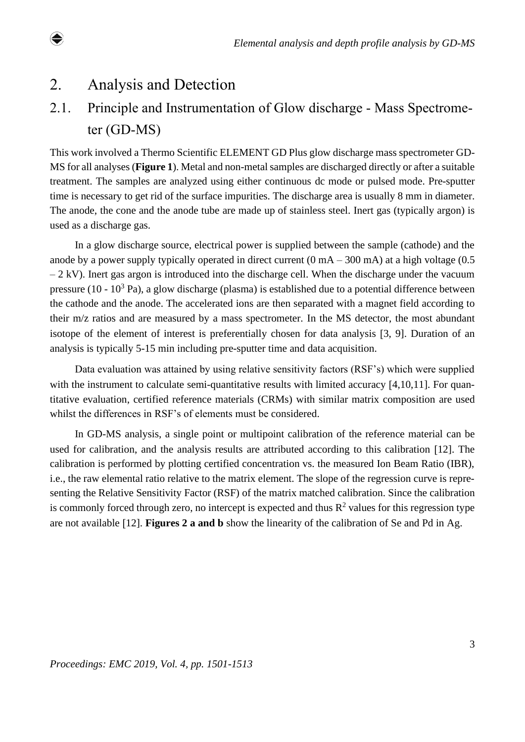## 2. Analysis and Detection

### 2.1. Principle and Instrumentation of Glow discharge - Mass Spectrometer (GD-MS)

This work involved a Thermo Scientific ELEMENT GD Plus glow discharge mass spectrometer GD-MS for all analyses (**Figure 1**). Metal and non-metal samples are discharged directly or after a suitable treatment. The samples are analyzed using either continuous dc mode or pulsed mode. Pre-sputter time is necessary to get rid of the surface impurities. The discharge area is usually 8 mm in diameter. The anode, the cone and the anode tube are made up of stainless steel. Inert gas (typically argon) is used as a discharge gas.

In a glow discharge source, electrical power is supplied between the sample (cathode) and the anode by a power supply typically operated in direct current (0 mA – 300 mA) at a high voltage (0.5 – 2 kV). Inert gas argon is introduced into the discharge cell. When the discharge under the vacuum pressure (10 - $10^3$ Pa), a glow discharge (plasma) is established due to a potential difference between the cathode and the anode. The accelerated ions are then separated with a magnet field according to their m/z ratios and are measured by a mass spectrometer. In the MS detector, the most abundant isotope of the element of interest is preferentially chosen for data analysis [3, 9]. Duration of an analysis is typically 5-15 min including pre-sputter time and data acquisition.

Data evaluation was attained by using relative sensitivity factors (RSF's) which were supplied with the instrument to calculate semi-quantitative results with limited accuracy [4,10,11]. For quantitative evaluation, certified reference materials (CRMs) with similar matrix composition are used whilst the differences in RSF's of elements must be considered.

In GD-MS analysis, a single point or multipoint calibration of the reference material can be used for calibration, and the analysis results are attributed according to this calibration [12]. The calibration is performed by plotting certified concentration vs. the measured Ion Beam Ratio (IBR), i.e., the raw elemental ratio relative to the matrix element. The slope of the regression curve is representing the Relative Sensitivity Factor (RSF) of the matrix matched calibration. Since the calibration is commonly forced through zero, no intercept is expected and thus $R^2$ values for this regression type are not available [12]. **Figures 2 a and b** show the linearity of the calibration of Se and Pd in Ag.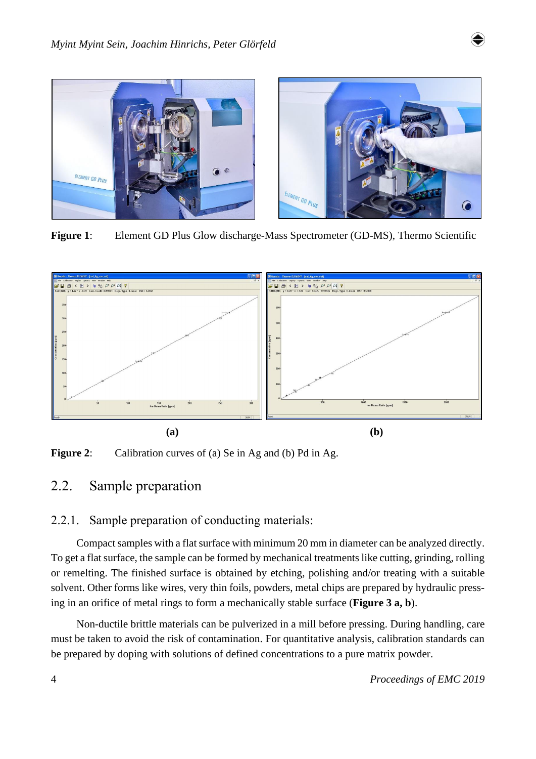**Figure 1**: Element GD Plus Glow discharge-Mass Spectrometer (GD-MS), Thermo Scientific

(a) (b)

**Figure 2**: Calibration curves of (a) Se in Ag and (b) Pd in Ag.

## 2.2. Sample preparation

### 2.2.1. Sample preparation of conducting materials:

Compact samples with a flat surface with minimum 20 mm in diameter can be analyzed directly. To get a flat surface, the sample can be formed by mechanical treatments like cutting, grinding, rolling or remelting. The finished surface is obtained by etching, polishing and/or treating with a suitable solvent. Other forms like wires, very thin foils, powders, metal chips are prepared by hydraulic pressing in an orifice of metal rings to form a mechanically stable surface (**Figure 3 a, b**).

Non-ductile brittle materials can be pulverized in a mill before pressing. During handling, care must be taken to avoid the risk of contamination. For quantitative analysis, calibration standards can be prepared by doping with solutions of defined concentrations to a pure matrix powder.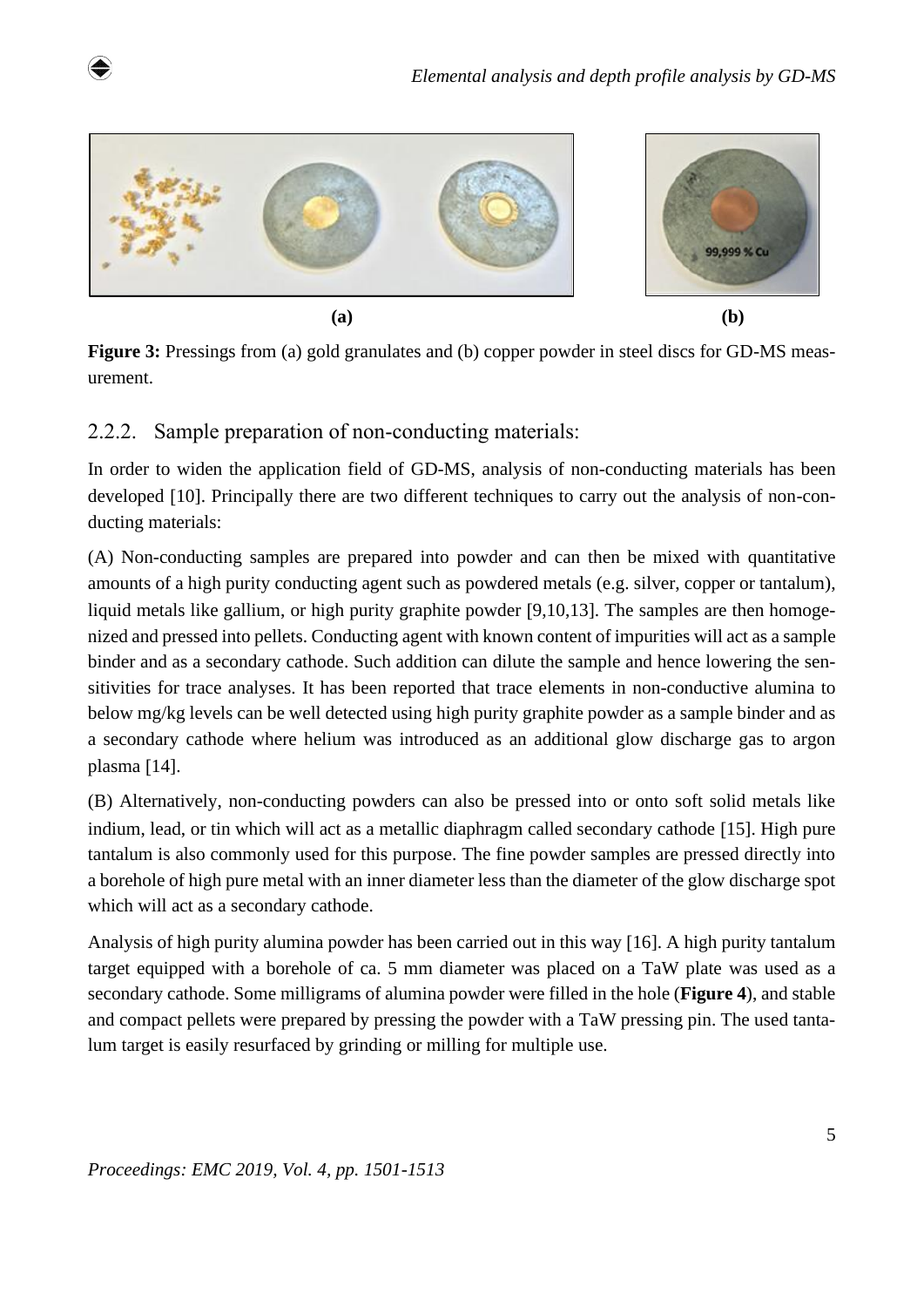**Figure 3:** Pressings from (a) gold granulates and (b) copper powder in steel discs for GD-MS measurement.

### 2.2.2. Sample preparation of non-conducting materials:

In order to widen the application field of GD-MS, analysis of non-conducting materials has been developed [10]. Principally there are two different techniques to carry out the analysis of non-conducting materials:

(A) Non-conducting samples are prepared into powder and can then be mixed with quantitative amounts of a high purity conducting agent such as powdered metals (e.g. silver, copper or tantalum), liquid metals like gallium, or high purity graphite powder [9,10,13]. The samples are then homogenized and pressed into pellets. Conducting agent with known content of impurities will act as a sample binder and as a secondary cathode. Such addition can dilute the sample and hence lowering the sensitivities for trace analyses. It has been reported that trace elements in non-conductive alumina to below mg/kg levels can be well detected using high purity graphite powder as a sample binder and as a secondary cathode where helium was introduced as an additional glow discharge gas to argon plasma [14].

(B) Alternatively, non-conducting powders can also be pressed into or onto soft solid metals like indium, lead, or tin which will act as a metallic diaphragm called secondary cathode [15]. High pure tantalum is also commonly used for this purpose. The fine powder samples are pressed directly into a borehole of high pure metal with an inner diameter less than the diameter of the glow discharge spot which will act as a secondary cathode.

Analysis of high purity alumina powder has been carried out in this way [16]. A high purity tantalum target equipped with a borehole of ca. 5 mm diameter was placed on a TaW plate was used as a secondary cathode. Some milligrams of alumina powder were filled in the hole (**Figure 4**), and stable and compact pellets were prepared by pressing the powder with a TaW pressing pin. The used tantalum target is easily resurfaced by grinding or milling for multiple use.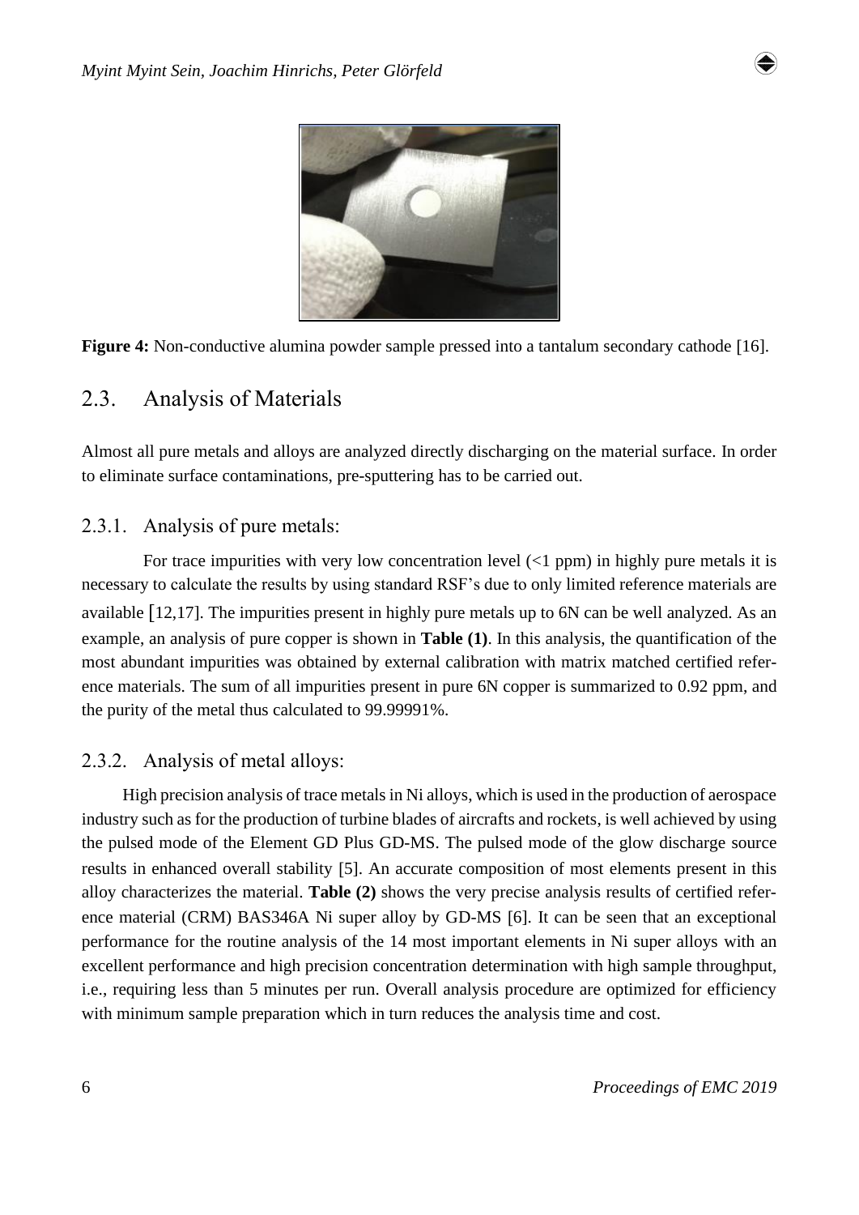**Figure 4:** Non-conductive alumina powder sample pressed into a tantalum secondary cathode [16].

## 2.3. Analysis of Materials

Almost all pure metals and alloys are analyzed directly discharging on the material surface. In order to eliminate surface contaminations, pre-sputtering has to be carried out.

### 2.3.1. Analysis of pure metals:

For trace impurities with very low concentration level (<1 ppm) in highly pure metals it is necessary to calculate the results by using standard RSF's due to only limited reference materials are available [12,17]. The impurities present in highly pure metals up to 6N can be well analyzed. As an example, an analysis of pure copper is shown in **Table (1)**. In this analysis, the quantification of the most abundant impurities was obtained by external calibration with matrix matched certified reference materials. The sum of all impurities present in pure 6N copper is summarized to 0.92 ppm, and the purity of the metal thus calculated to 99.99991%.

### 2.3.2. Analysis of metal alloys:

High precision analysis of trace metals in Ni alloys, which is used in the production of aerospace industry such as for the production of turbine blades of aircrafts and rockets, is well achieved by using the pulsed mode of the Element GD Plus GD-MS. The pulsed mode of the glow discharge source results in enhanced overall stability [5]. An accurate composition of most elements present in this alloy characterizes the material. **Table (2)** shows the very precise analysis results of certified reference material (CRM) BAS346A Ni super alloy by GD-MS [6]. It can be seen that an exceptional performance for the routine analysis of the 14 most important elements in Ni super alloys with an excellent performance and high precision concentration determination with high sample throughput, i.e., requiring less than 5 minutes per run. Overall analysis procedure are optimized for efficiency with minimum sample preparation which in turn reduces the analysis time and cost.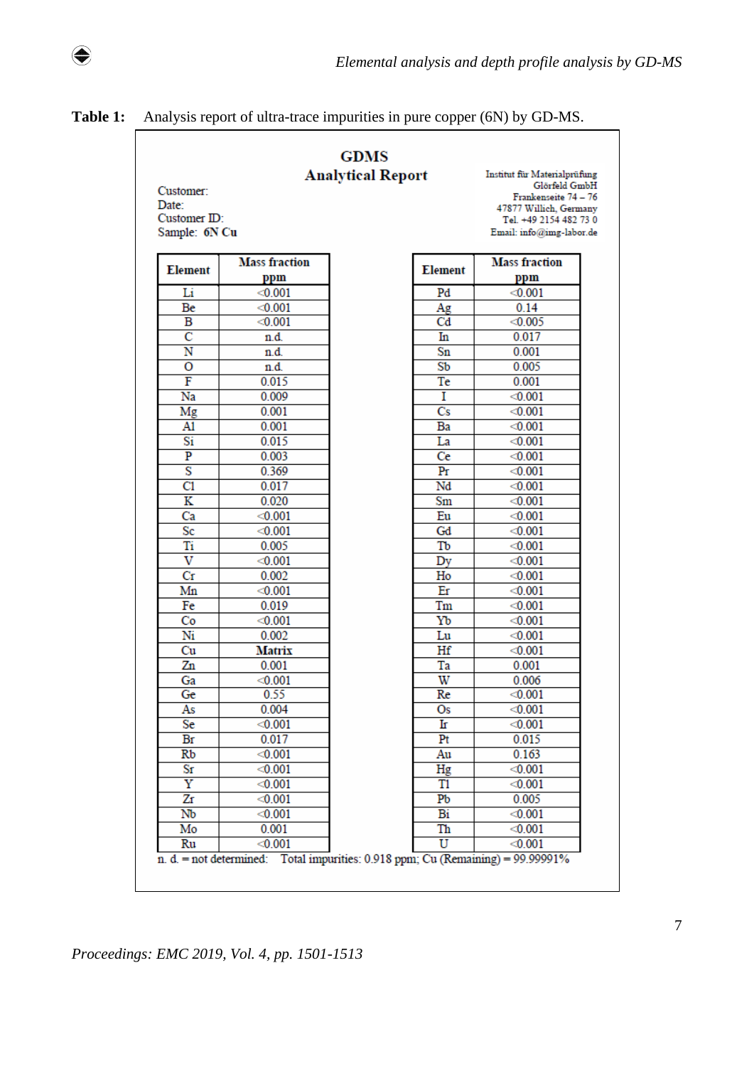**Table 1:** Analysis report of ultra-trace impurities in pure copper (6N) by GD-MS.

**GDMS**
**Analytical Report**

Customer:
Date:
Customer ID:
Sample: **6N Cu**

Institut für Materialprüfung
Glörfeld GmbH
Frankenseite 74 – 76
47877 Willich, Germany
Tel. +49 2154 482 73 0
Email: info@img-labor.de

| Element | Mass fraction ppm | Element | Mass fraction ppm |
|---|---|---|---|
| Li | <0.001 | Pd | <0.001 |
| Be | <0.001 | Ag | 0.14 |
| B | <0.001 | Cd | <0.005 |
| C | n.d. | In | 0.017 |
| N | n.d. | Sn | 0.001 |
| O | n.d. | Sb | 0.005 |
| F | 0.015 | Te | 0.001 |
| Na | 0.009 | I | <0.001 |
| Mg | 0.001 | Cs | <0.001 |
| Al | 0.001 | Ba | <0.001 |
| Si | 0.015 | La | <0.001 |
| P | 0.003 | Ce | <0.001 |
| S | 0.369 | Pr | <0.001 |
| Cl | 0.017 | Nd | <0.001 |
| K | 0.020 | Sm | <0.001 |
| Ca | <0.001 | Eu | <0.001 |
| Sc | <0.001 | Gd | <0.001 |
| Ti | 0.005 | Tb | <0.001 |
| V | <0.001 | Dy | <0.001 |
| Cr | 0.002 | Ho | <0.001 |
| Mn | <0.001 | Er | <0.001 |
| Fe | 0.019 | Tm | <0.001 |
| Co | <0.001 | Yb | <0.001 |
| Ni | 0.002 | Lu | <0.001 |
| Cu | **Matrix** | Hf | <0.001 |
| Zn | 0.001 | Ta | 0.001 |
| Ga | <0.001 | W | 0.006 |
| Ge | 0.55 | Re | <0.001 |
| As | 0.004 | Os | <0.001 |
| Se | <0.001 | Ir | <0.001 |
| Br | 0.017 | Pt | 0.015 |
| Rb | <0.001 | Au | 0.163 |
| Sr | <0.001 | Hg | <0.001 |
| Y | <0.001 | Tl | <0.001 |
| Zr | <0.001 | Pb | 0.005 |
| Nb | <0.001 | Bi | <0.001 |
| Mo | 0.001 | Th | <0.001 |
| Ru | <0.001 | U | <0.001 |

n. d. = not determined: Total impurities: 0.918 ppm; Cu (Remaining) = 99.99991%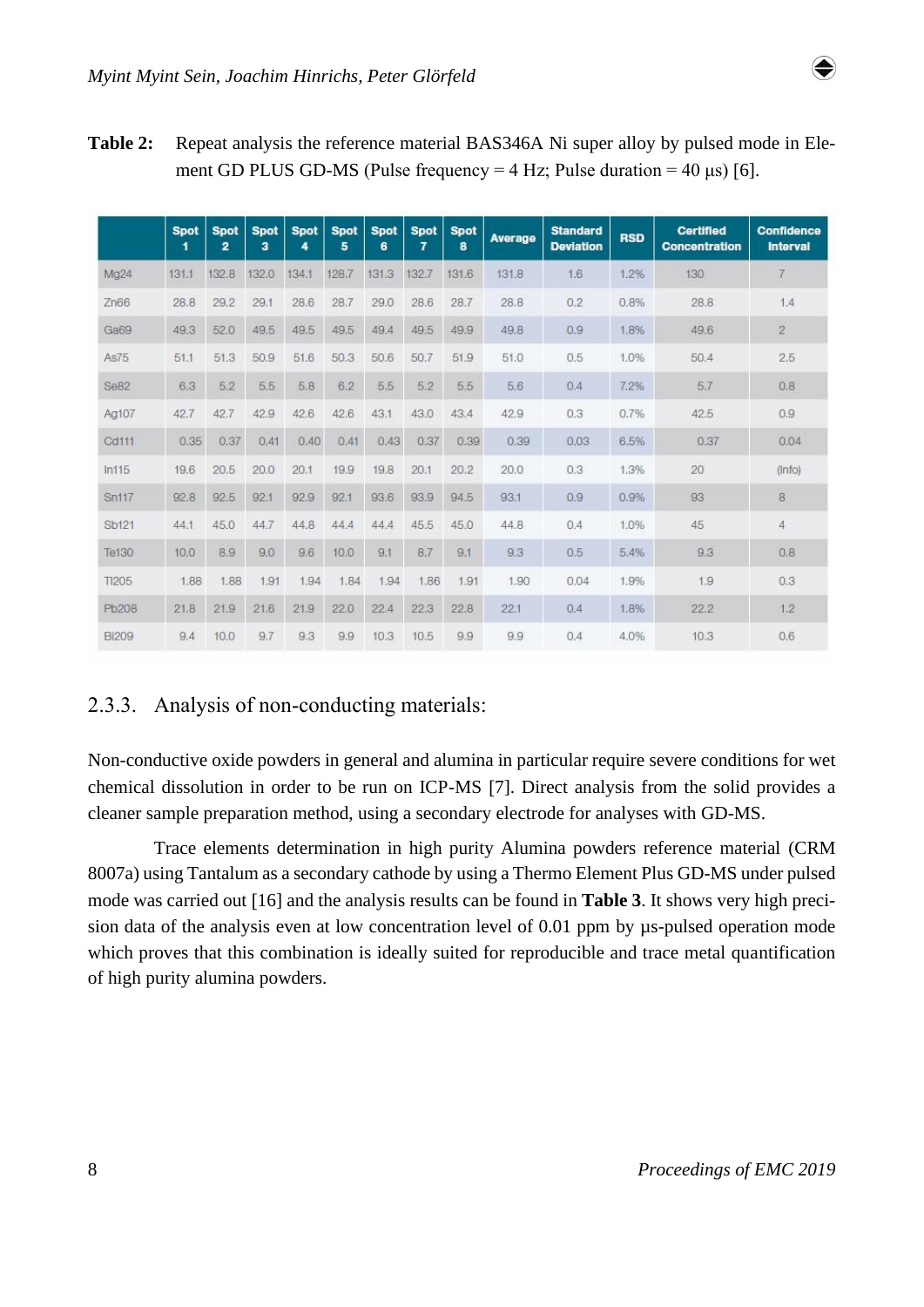**Table 2:** Repeat analysis the reference material BAS346A Ni super alloy by pulsed mode in Element GD PLUS GD-MS (Pulse frequency = 4 Hz; Pulse duration = 40 µs) [6].

| | Spot 1 | Spot 2 | Spot 3 | Spot 4 | Spot 5 | Spot 6 | Spot 7 | Spot 8 | Average | Standard Deviation | RSD | Certified Concentration | Confidence Interval |
|---|---|---|---|---|---|---|---|---|---|---|---|---|---|
| Mg24 | 131.1 | 132.8 | 132.0 | 134.1 | 128.7 | 131.3 | 132.7 | 131.6 | 131.8 | 1.6 | 1.2% | 130 | 7 |
| Zn66 | 28.8 | 29.2 | 29.1 | 28.6 | 28.7 | 29.0 | 28.6 | 28.7 | 28.8 | 0.2 | 0.8% | 28.8 | 1.4 |
| Ga69 | 49.3 | 52.0 | 49.5 | 49.5 | 49.5 | 49.4 | 49.5 | 49.9 | 49.8 | 0.9 | 1.8% | 49.6 | 2 |
| As75 | 51.1 | 51.3 | 50.9 | 51.6 | 50.3 | 50.6 | 50.7 | 51.9 | 51.0 | 0.5 | 1.0% | 50.4 | 2.5 |
| Se82 | 6.3 | 5.2 | 5.5 | 5.8 | 6.2 | 5.5 | 5.2 | 5.5 | 5.6 | 0.4 | 7.2% | 5.7 | 0.8 |
| Ag107 | 42.7 | 42.7 | 42.9 | 42.6 | 42.6 | 43.1 | 43.0 | 43.4 | 42.9 | 0.3 | 0.7% | 42.5 | 0.9 |
| Cd111 | 0.35 | 0.37 | 0.41 | 0.40 | 0.41 | 0.43 | 0.37 | 0.39 | 0.39 | 0.03 | 6.5% | 0.37 | 0.04 |
| In115 | 19.6 | 20.5 | 20.0 | 20.1 | 19.9 | 19.8 | 20.1 | 20.2 | 20.0 | 0.3 | 1.3% | 20 | (Info) |
| Sn117 | 92.8 | 92.5 | 92.1 | 92.9 | 92.1 | 93.6 | 93.9 | 94.5 | 93.1 | 0.9 | 0.9% | 93 | 8 |
| Sb121 | 44.1 | 45.0 | 44.7 | 44.8 | 44.4 | 44.4 | 45.5 | 45.0 | 44.8 | 0.4 | 1.0% | 45 | 4 |
| Te130 | 10.0 | 8.9 | 9.0 | 9.6 | 10.0 | 9.1 | 8.7 | 9.1 | 9.3 | 0.5 | 5.4% | 9.3 | 0.8 |
| Tl205 | 1.88 | 1.88 | 1.91 | 1.94 | 1.84 | 1.94 | 1.86 | 1.91 | 1.90 | 0.04 | 1.9% | 1.9 | 0.3 |
| Pb208 | 21.8 | 21.9 | 21.6 | 21.9 | 22.0 | 22.4 | 22.3 | 22.8 | 22.1 | 0.4 | 1.8% | 22.2 | 1.2 |
| Bi209 | 9.4 | 10.0 | 9.7 | 9.3 | 9.9 | 10.3 | 10.5 | 9.9 | 9.9 | 0.4 | 4.0% | 10.3 | 0.6 |

### 2.3.3. Analysis of non-conducting materials:

Non-conductive oxide powders in general and alumina in particular require severe conditions for wet chemical dissolution in order to be run on ICP-MS [7]. Direct analysis from the solid provides a cleaner sample preparation method, using a secondary electrode for analyses with GD-MS.

Trace elements determination in high purity Alumina powders reference material (CRM 8007a) using Tantalum as a secondary cathode by using a Thermo Element Plus GD-MS under pulsed mode was carried out [16] and the analysis results can be found in **Table 3**. It shows very high precision data of the analysis even at low concentration level of 0.01 ppm by µs-pulsed operation mode which proves that this combination is ideally suited for reproducible and trace metal quantification of high purity alumina powders.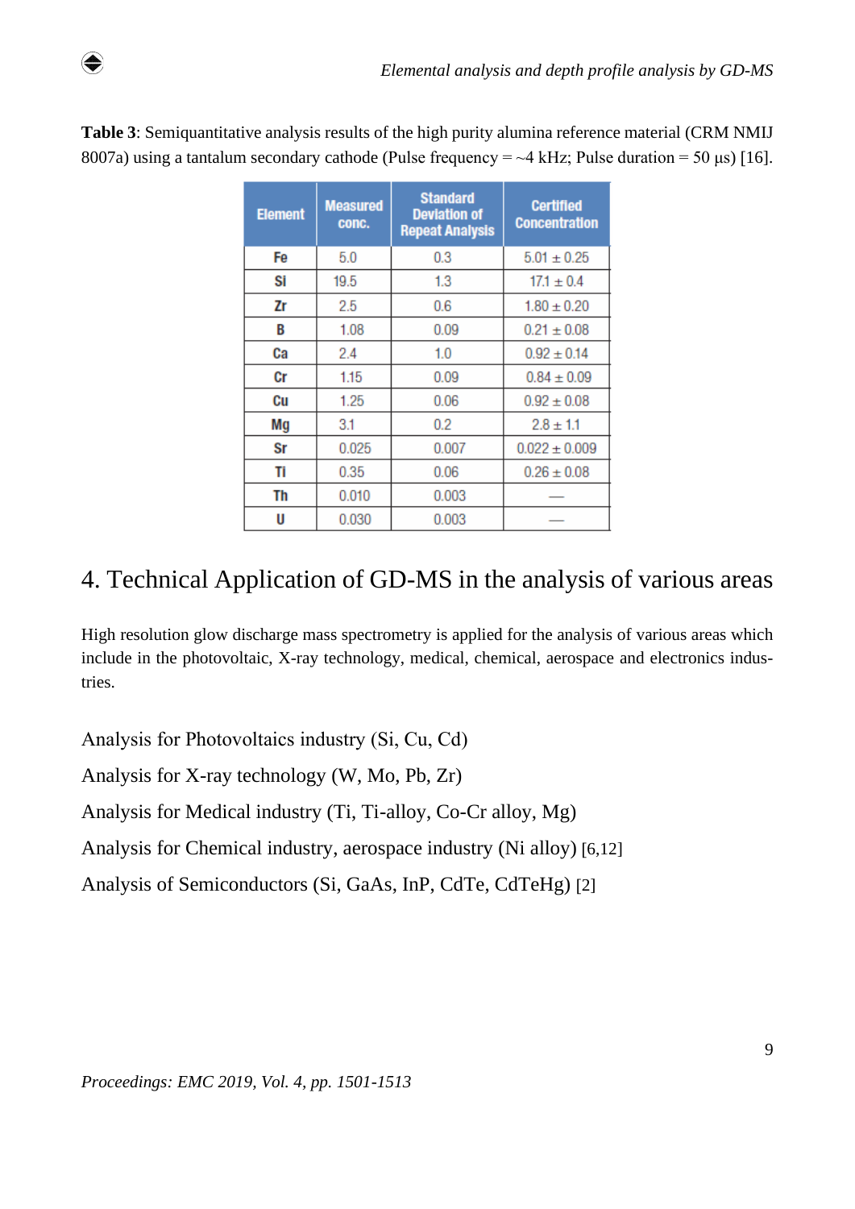**Table 3**: Semiquantitative analysis results of the high purity alumina reference material (CRM NMIJ 8007a) using a tantalum secondary cathode (Pulse frequency = ~4 kHz; Pulse duration = 50 μs) [16].

| Element | Measured conc. | Standard Deviation of Repeat Analysis | Certified Concentration |
|---|---|---|---|
| Fe | 5.0 | 0.3 | 5.01 ± 0.25 |
| Si | 19.5 | 1.3 | 17.1 ± 0.4 |
| Zr | 2.5 | 0.6 | 1.80 ± 0.20 |
| B | 1.08 | 0.09 | 0.21 ± 0.08 |
| Ca | 2.4 | 1.0 | 0.92 ± 0.14 |
| Cr | 1.15 | 0.09 | 0.84 ± 0.09 |
| Cu | 1.25 | 0.06 | 0.92 ± 0.08 |
| Mg | 3.1 | 0.2 | 2.8 ± 1.1 |
| Sr | 0.025 | 0.007 | 0.022 ± 0.009 |
| Ti | 0.35 | 0.06 | 0.26 ± 0.08 |
| Th | 0.010 | 0.003 | — |
| U | 0.030 | 0.003 | — |

# 4. Technical Application of GD-MS in the analysis of various areas

High resolution glow discharge mass spectrometry is applied for the analysis of various areas which include in the photovoltaic, X-ray technology, medical, chemical, aerospace and electronics industries.

Analysis for Photovoltaics industry (Si, Cu, Cd)

Analysis for X-ray technology (W, Mo, Pb, Zr)

Analysis for Medical industry (Ti, Ti-alloy, Co-Cr alloy, Mg)

Analysis for Chemical industry, aerospace industry (Ni alloy) [6,12]

Analysis of Semiconductors (Si, GaAs, InP, CdTe, CdTeHg) [2]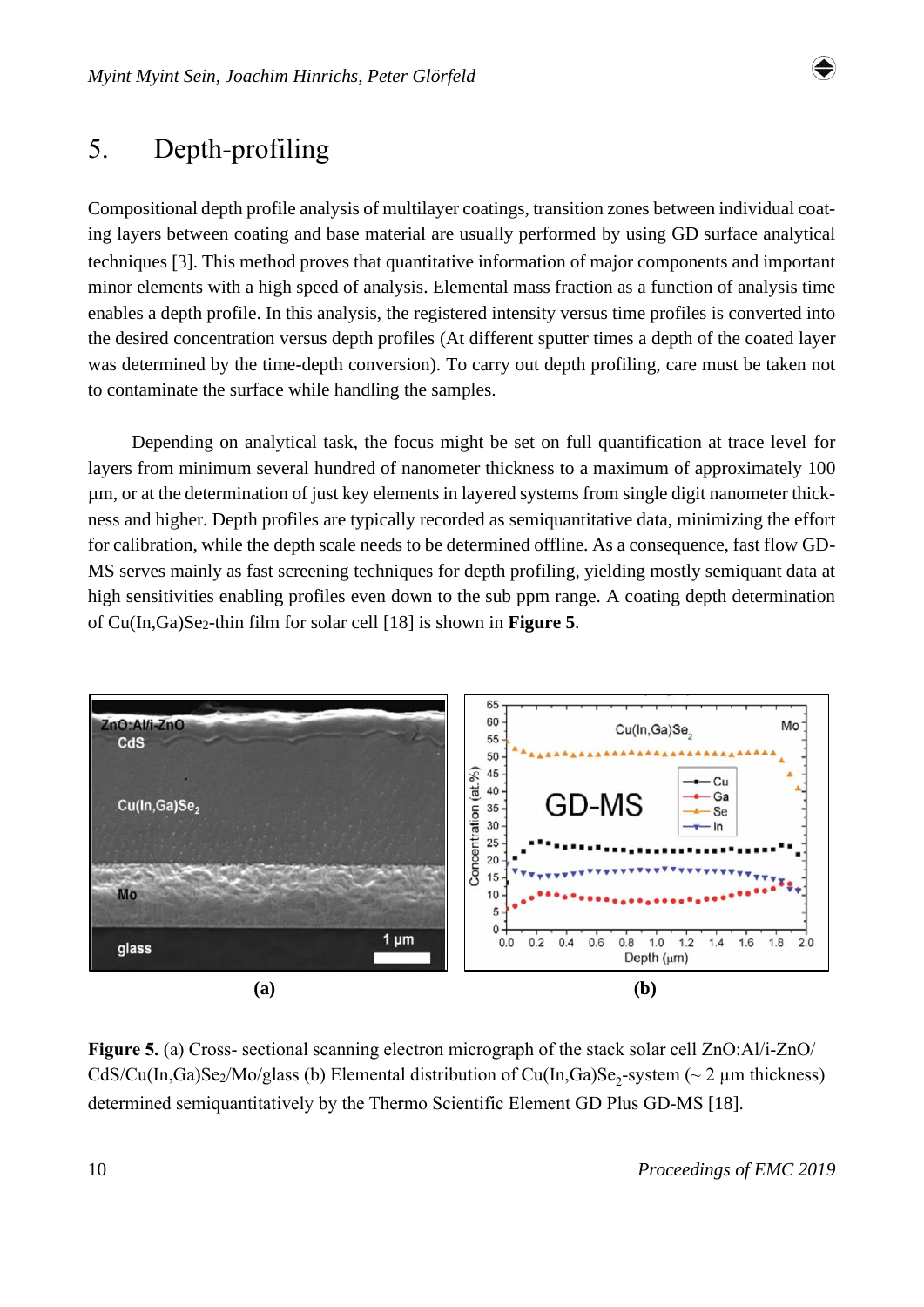# 5. Depth-profiling

Compositional depth profile analysis of multilayer coatings, transition zones between individual coating layers between coating and base material are usually performed by using GD surface analytical techniques [3]. This method proves that quantitative information of major components and important minor elements with a high speed of analysis. Elemental mass fraction as a function of analysis time enables a depth profile. In this analysis, the registered intensity versus time profiles is converted into the desired concentration versus depth profiles (At different sputter times a depth of the coated layer was determined by the time-depth conversion). To carry out depth profiling, care must be taken not to contaminate the surface while handling the samples.

Depending on analytical task, the focus might be set on full quantification at trace level for layers from minimum several hundred of nanometer thickness to a maximum of approximately 100 µm, or at the determination of just key elements in layered systems from single digit nanometer thickness and higher. Depth profiles are typically recorded as semiquantitative data, minimizing the effort for calibration, while the depth scale needs to be determined offline. As a consequence, fast flow GD-MS serves mainly as fast screening techniques for depth profiling, yielding mostly semiquant data at high sensitivities enabling profiles even down to the sub ppm range. A coating depth determination of $Cu(In,Ga)Se_2$-thin film for solar cell [18] is shown in **Figure 5**.

**(a)** **(b)**

**Figure 5.** (a) Cross- sectional scanning electron micrograph of the stack solar cell ZnO:Al/i-ZnO/CdS/$Cu(In,Ga)Se_2$/Mo/glass (b) Elemental distribution of $Cu(In,Ga)Se_2$-system (~ 2 µm thickness) determined semiquantitatively by the Thermo Scientific Element GD Plus GD-MS [18].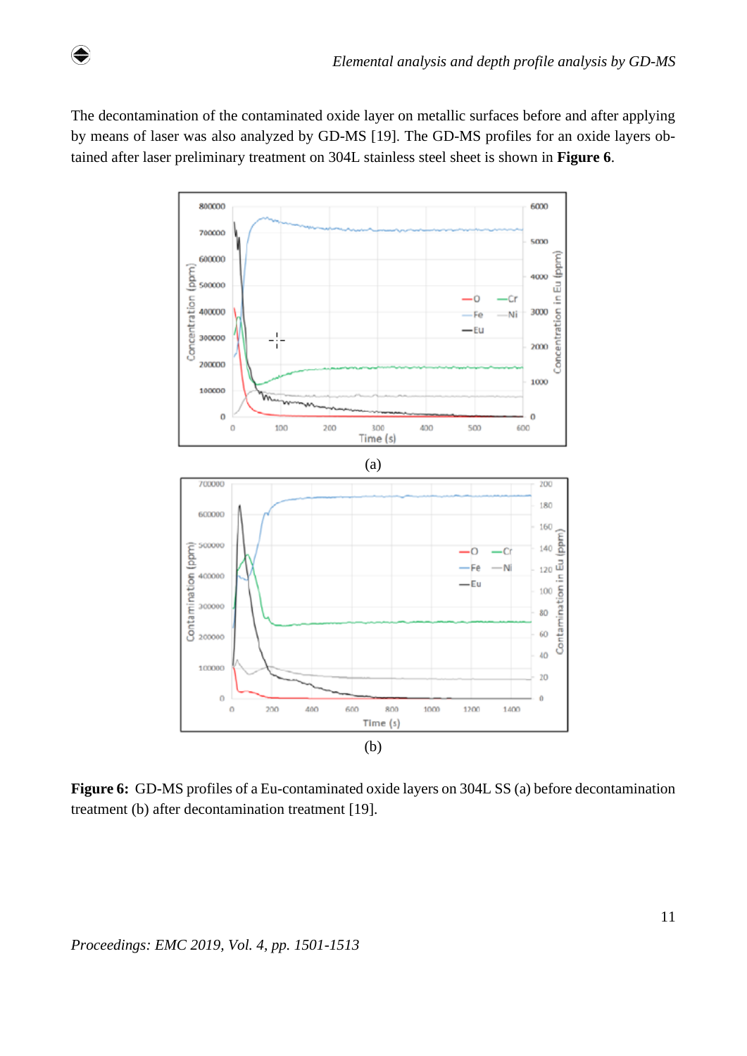The decontamination of the contaminated oxide layer on metallic surfaces before and after applying by means of laser was also analyzed by GD-MS [19]. The GD-MS profiles for an oxide layers obtained after laser preliminary treatment on 304L stainless steel sheet is shown in **Figure 6**.

(a)

(b)

**Figure 6:** GD-MS profiles of a Eu-contaminated oxide layers on 304L SS (a) before decontamination treatment (b) after decontamination treatment [19].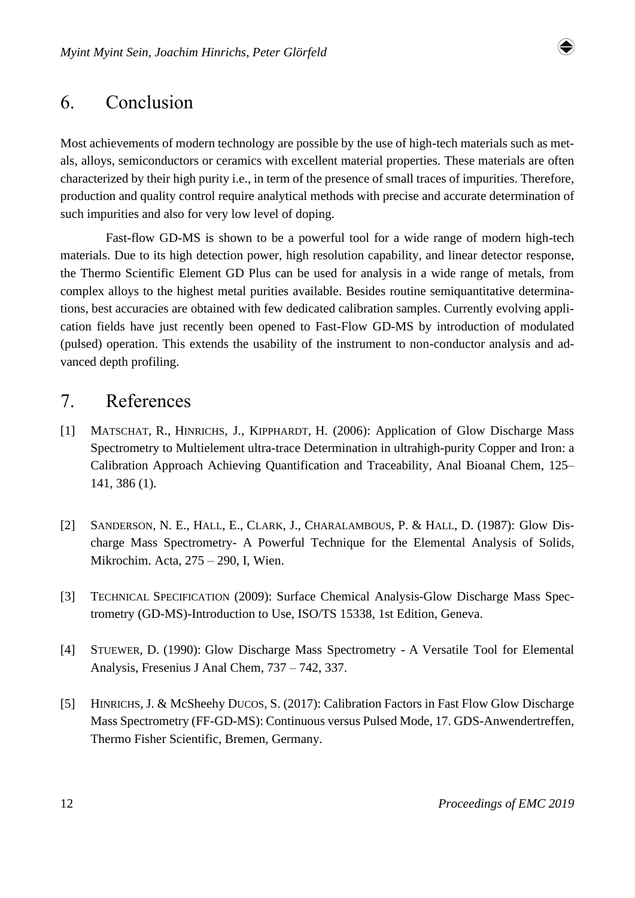## 6. Conclusion

Most achievements of modern technology are possible by the use of high-tech materials such as metals, alloys, semiconductors or ceramics with excellent material properties. These materials are often characterized by their high purity i.e., in term of the presence of small traces of impurities. Therefore, production and quality control require analytical methods with precise and accurate determination of such impurities and also for very low level of doping.

Fast-flow GD-MS is shown to be a powerful tool for a wide range of modern high-tech materials. Due to its high detection power, high resolution capability, and linear detector response, the Thermo Scientific Element GD Plus can be used for analysis in a wide range of metals, from complex alloys to the highest metal purities available. Besides routine semiquantitative determinations, best accuracies are obtained with few dedicated calibration samples. Currently evolving application fields have just recently been opened to Fast-Flow GD-MS by introduction of modulated (pulsed) operation. This extends the usability of the instrument to non-conductor analysis and advanced depth profiling.

## 7. References

[1] MATSCHAT, R., HINRICHS, J., KIPPHARDT, H. (2006): Application of Glow Discharge Mass Spectrometry to Multielement ultra-trace Determination in ultrahigh-purity Copper and Iron: a Calibration Approach Achieving Quantification and Traceability, Anal Bioanal Chem, 125–141, 386 (1).

[2] SANDERSON, N. E., HALL, E., CLARK, J., CHARALAMBOUS, P. & HALL, D. (1987): Glow Discharge Mass Spectrometry- A Powerful Technique for the Elemental Analysis of Solids, Mikrochim. Acta, 275 – 290, I, Wien.

[3] TECHNICAL SPECIFICATION (2009): Surface Chemical Analysis-Glow Discharge Mass Spectrometry (GD-MS)-Introduction to Use, ISO/TS 15338, 1st Edition, Geneva.

[4] STUEWER, D. (1990): Glow Discharge Mass Spectrometry - A Versatile Tool for Elemental Analysis, Fresenius J Anal Chem, 737 – 742, 337.

[5] HINRICHS, J. & McSheehy DUCOS, S. (2017): Calibration Factors in Fast Flow Glow Discharge Mass Spectrometry (FF-GD-MS): Continuous versus Pulsed Mode, 17. GDS-Anwendertreffen, Thermo Fisher Scientific, Bremen, Germany.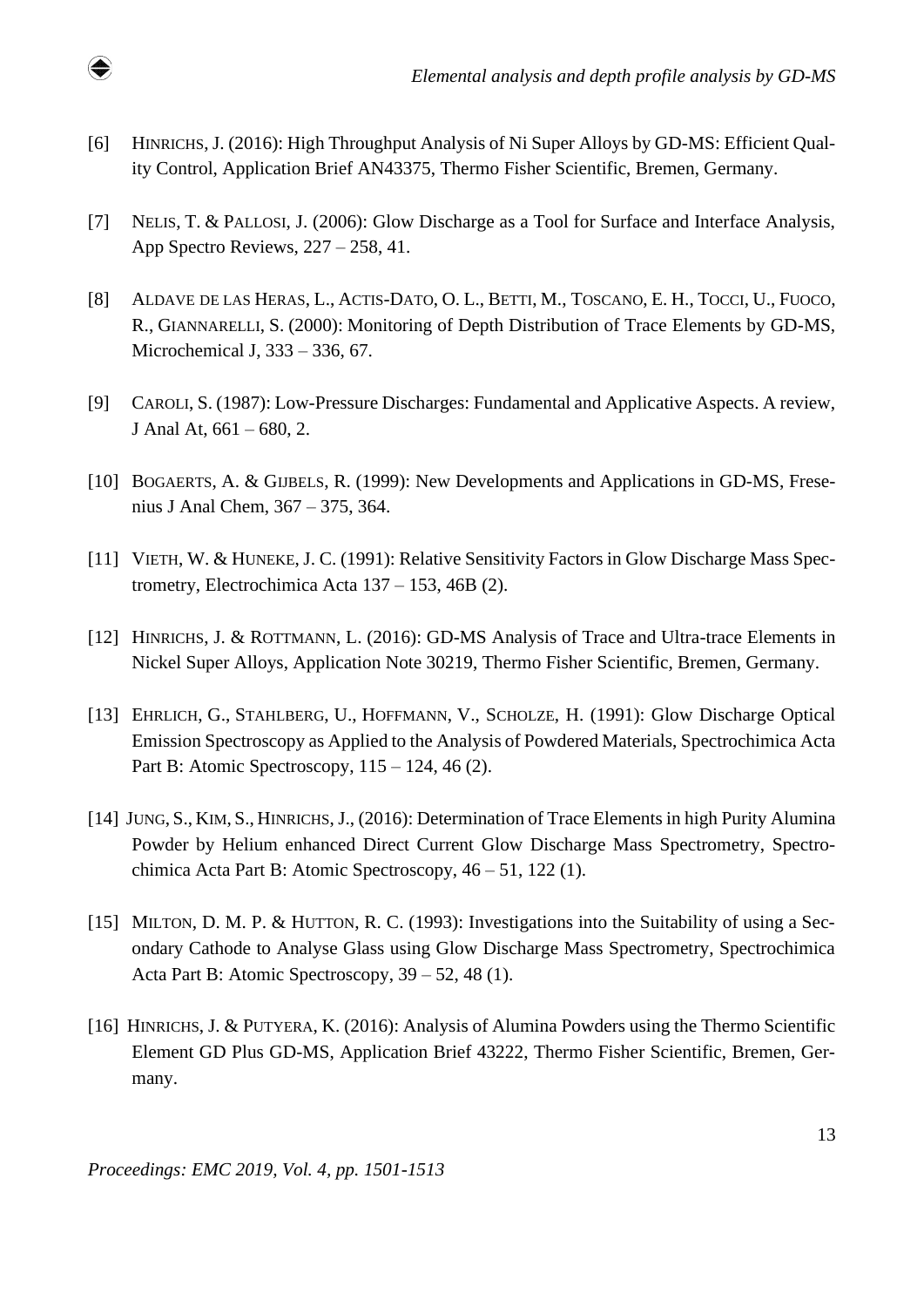[6] HINRICHS, J. (2016): High Throughput Analysis of Ni Super Alloys by GD-MS: Efficient Quality Control, Application Brief AN43375, Thermo Fisher Scientific, Bremen, Germany.

[7] NELIS, T. & PALLOSI, J. (2006): Glow Discharge as a Tool for Surface and Interface Analysis, App Spectro Reviews, 227 – 258, 41.

[8] ALDAVE DE LAS HERAS, L., ACTIS-DATO, O. L., BETTI, M., TOSCANO, E. H., TOCCI, U., FUOCO, R., GIANNARELLI, S. (2000): Monitoring of Depth Distribution of Trace Elements by GD-MS, Microchemical J, 333 – 336, 67.

[9] CAROLI, S. (1987): Low-Pressure Discharges: Fundamental and Applicative Aspects. A review, J Anal At, 661 – 680, 2.

[10] BOGAERTS, A. & GIJBELS, R. (1999): New Developments and Applications in GD-MS, Fresenius J Anal Chem, 367 – 375, 364.

[11] VIETH, W. & HUNEKE, J. C. (1991): Relative Sensitivity Factors in Glow Discharge Mass Spectrometry, Electrochimica Acta 137 – 153, 46B (2).

[12] HINRICHS, J. & ROTTMANN, L. (2016): GD-MS Analysis of Trace and Ultra-trace Elements in Nickel Super Alloys, Application Note 30219, Thermo Fisher Scientific, Bremen, Germany.

[13] EHRLICH, G., STAHLBERG, U., HOFFMANN, V., SCHOLZE, H. (1991): Glow Discharge Optical Emission Spectroscopy as Applied to the Analysis of Powdered Materials, Spectrochimica Acta Part B: Atomic Spectroscopy, 115 – 124, 46 (2).

[14] JUNG, S., KIM, S., HINRICHS, J., (2016): Determination of Trace Elements in high Purity Alumina Powder by Helium enhanced Direct Current Glow Discharge Mass Spectrometry, Spectrochimica Acta Part B: Atomic Spectroscopy, 46 – 51, 122 (1).

[15] MILTON, D. M. P. & HUTTON, R. C. (1993): Investigations into the Suitability of using a Secondary Cathode to Analyse Glass using Glow Discharge Mass Spectrometry, Spectrochimica Acta Part B: Atomic Spectroscopy, 39 – 52, 48 (1).

[16] HINRICHS, J. & PUTYERA, K. (2016): Analysis of Alumina Powders using the Thermo Scientific Element GD Plus GD-MS, Application Brief 43222, Thermo Fisher Scientific, Bremen, Germany.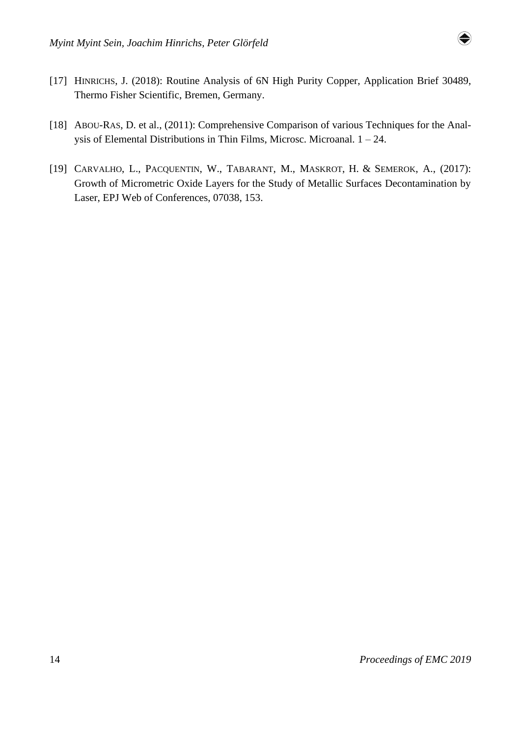[17] HINRICHS, J. (2018): Routine Analysis of 6N High Purity Copper, Application Brief 30489, Thermo Fisher Scientific, Bremen, Germany.

[18] ABOU-RAS, D. et al., (2011): Comprehensive Comparison of various Techniques for the Analysis of Elemental Distributions in Thin Films, Microsc. Microanal. 1 – 24.

[19] CARVALHO, L., PACQUENTIN, W., TABARANT, M., MASKROT, H. & SEMEROK, A., (2017): Growth of Micrometric Oxide Layers for the Study of Metallic Surfaces Decontamination by Laser, EPJ Web of Conferences, 07038, 153.